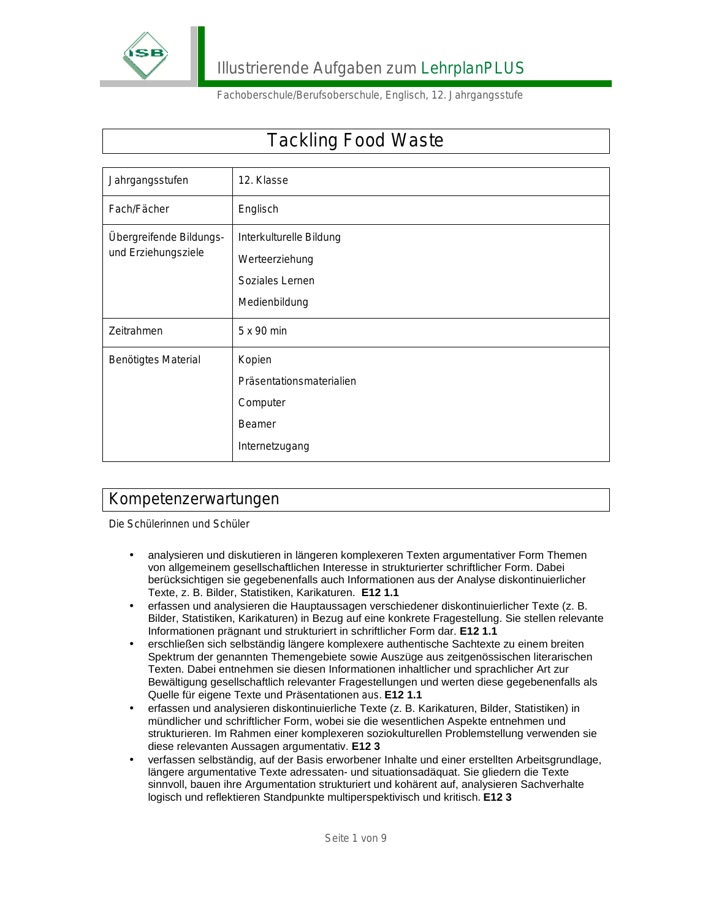# Tackling Food Waste

| | |
|---|---|
| Jahrgangsstufen | 12. Klasse |
| Fach/Fächer | Englisch |
| Übergreifende Bildungs- und Erziehungsziele | Interkulturelle Bildung<br>Werteerziehung<br>Soziales Lernen<br>Medienbildung |
| Zeitrahmen | 5 x 90 min |
| Benötigtes Material | Kopien<br>Präsentationsmaterialien<br>Computer<br>Beamer<br>Internetzugang |

## Kompetenzerwartungen

Die Schülerinnen und Schüler

- analysieren und diskutieren in längeren komplexeren Texten argumentativer Form Themen von allgemeinem gesellschaftlichen Interesse in strukturierter schriftlicher Form. Dabei berücksichtigen sie gegebenenfalls auch Informationen aus der Analyse diskontinuierlicher Texte, z. B. Bilder, Statistiken, Karikaturen. **E12 1.1**
- erfassen und analysieren die Hauptaussagen verschiedener diskontinuierlicher Texte (z. B. Bilder, Statistiken, Karikaturen) in Bezug auf eine konkrete Fragestellung. Sie stellen relevante Informationen prägnant und strukturiert in schriftlicher Form dar. **E12 1.1**
- erschließen sich selbständig längere komplexere authentische Sachtexte zu einem breiten Spektrum der genannten Themengebiete sowie Auszüge aus zeitgenössischen literarischen Texten. Dabei entnehmen sie diesen Informationen inhaltlicher und sprachlicher Art zur Bewältigung gesellschaftlich relevanter Fragestellungen und werten diese gegebenenfalls als Quelle für eigene Texte und Präsentationen aus. **E12 1.1**
- erfassen und analysieren diskontinuierliche Texte (z. B. Karikaturen, Bilder, Statistiken) in mündlicher und schriftlicher Form, wobei sie die wesentlichen Aspekte entnehmen und strukturieren. Im Rahmen einer komplexeren soziokulturellen Problemstellung verwenden sie diese relevanten Aussagen argumentativ. **E12 3**
- verfassen selbständig, auf der Basis erworbener Inhalte und einer erstellten Arbeitsgrundlage, längere argumentative Texte adressaten- und situationsadäquat. Sie gliedern die Texte sinnvoll, bauen ihre Argumentation strukturiert und kohärent auf, analysieren Sachverhalte logisch und reflektieren Standpunkte multiperspektivisch und kritisch. **E12 3**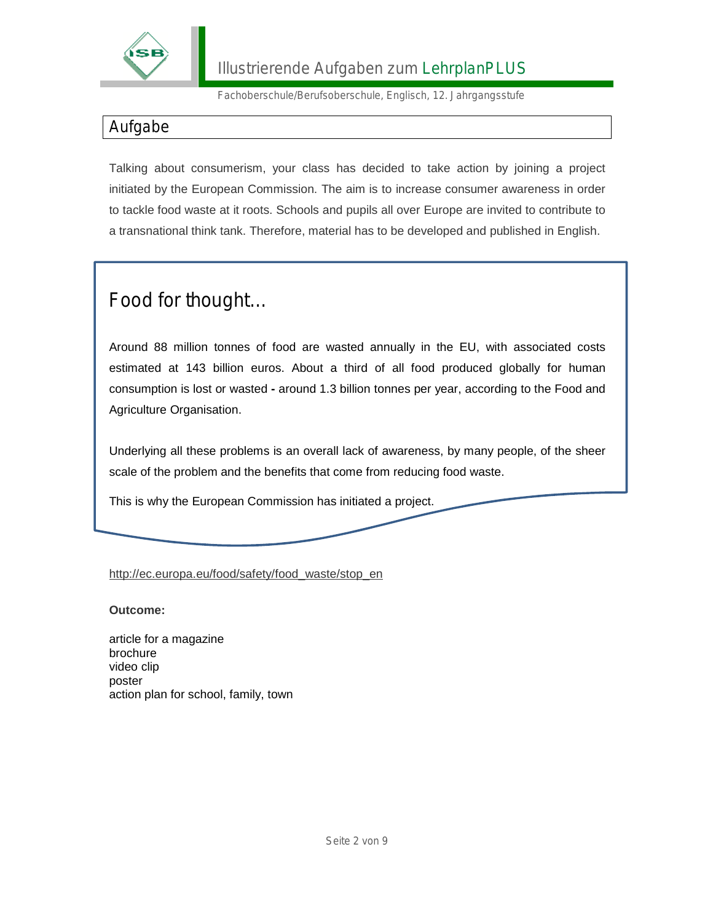## Aufgabe

Talking about consumerism, your class has decided to take action by joining a project initiated by the European Commission. The aim is to increase consumer awareness in order to tackle food waste at it roots. Schools and pupils all over Europe are invited to contribute to a transnational think tank. Therefore, material has to be developed and published in English.

### Food for thought…

Around 88 million tonnes of food are wasted annually in the EU, with associated costs estimated at 143 billion euros. About a third of all food produced globally for human consumption is lost or wasted **-** around 1.3 billion tonnes per year, according to the Food and Agriculture Organisation.

Underlying all these problems is an overall lack of awareness, by many people, of the sheer scale of the problem and the benefits that come from reducing food waste.

This is why the European Commission has initiated a project.

http://ec.europa.eu/food/safety/food_waste/stop_en

**Outcome:**

article for a magazine  
brochure  
video clip  
poster  
action plan for school, family, town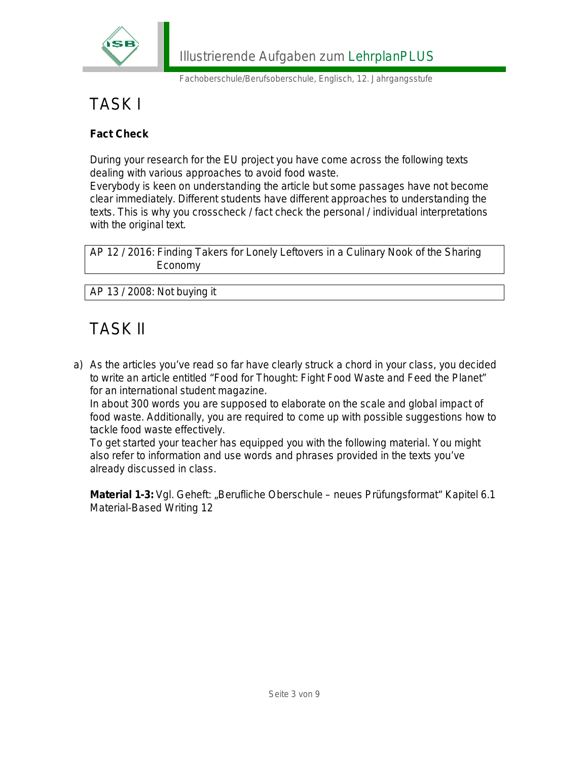# TASK I

**Fact Check**

During your research for the EU project you have come across the following texts dealing with various approaches to avoid food waste.
Everybody is keen on understanding the article but some passages have not become clear immediately. Different students have different approaches to understanding the texts. This is why you crosscheck / fact check the personal / individual interpretations with the original text.

| AP 12 / 2016: Finding Takers for Lonely Leftovers in a Culinary Nook of the Sharing Economy |
|---|

| AP 13 / 2008: Not buying it |
|---|

# TASK II

a) As the articles you've read so far have clearly struck a chord in your class, you decided to write an article entitled "Food for Thought: Fight Food Waste and Feed the Planet" for an international student magazine.
In about 300 words you are supposed to elaborate on the scale and global impact of food waste. Additionally, you are required to come up with possible suggestions how to tackle food waste effectively.
To get started your teacher has equipped you with the following material. You might also refer to information and use words and phrases provided in the texts you've already discussed in class.

**Material 1-3:** Vgl. Geheft: „Berufliche Oberschule – neues Prüfungsformat" Kapitel 6.1 Material-Based Writing 12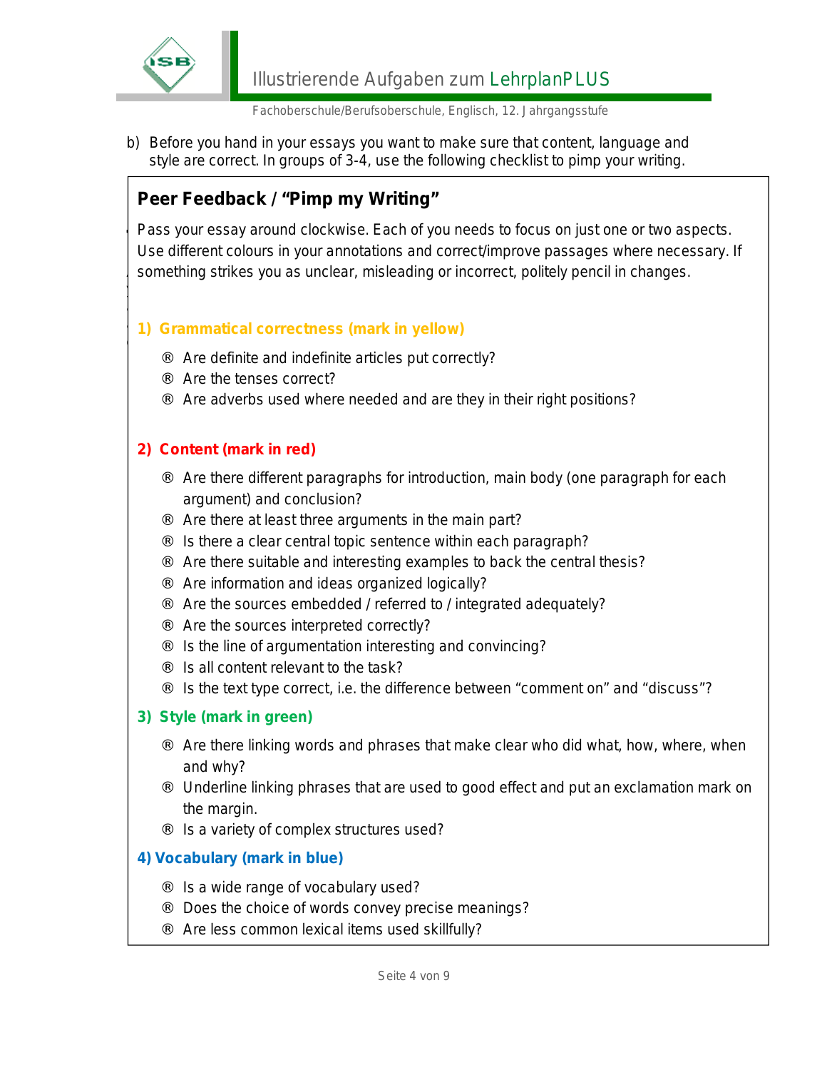b) Before you hand in your essays you want to make sure that content, language and style are correct. In groups of 3-4, use the following checklist to pimp your writing.

## Peer Feedback / "Pimp my Writing"

Pass your essay around clockwise. Each of you needs to focus on just one or two aspects. Use different colours in your annotations and correct/improve passages where necessary. If something strikes you as unclear, misleading or incorrect, politely pencil in changes.

### 1) Grammatical correctness (mark in yellow)

- Are definite and indefinite articles put correctly?
- Are the tenses correct?
- Are adverbs used where needed and are they in their right positions?

### 2) Content (mark in red)

- Are there different paragraphs for introduction, main body (one paragraph for each argument) and conclusion?
- Are there at least three arguments in the main part?
- Is there a clear central topic sentence within each paragraph?
- Are there suitable and interesting examples to back the central thesis?
- Are information and ideas organized logically?
- Are the sources embedded / referred to / integrated adequately?
- Are the sources interpreted correctly?
- Is the line of argumentation interesting and convincing?
- Is all content relevant to the task?
- Is the text type correct, i.e. the difference between "comment on" and "discuss"?

### 3) Style (mark in green)

- Are there linking words and phrases that make clear who did what, how, where, when and why?
- Underline linking phrases that are used to good effect and put an exclamation mark on the margin.
- Is a variety of complex structures used?

### 4) Vocabulary (mark in blue)

- Is a wide range of vocabulary used?
- Does the choice of words convey precise meanings?
- Are less common lexical items used skillfully?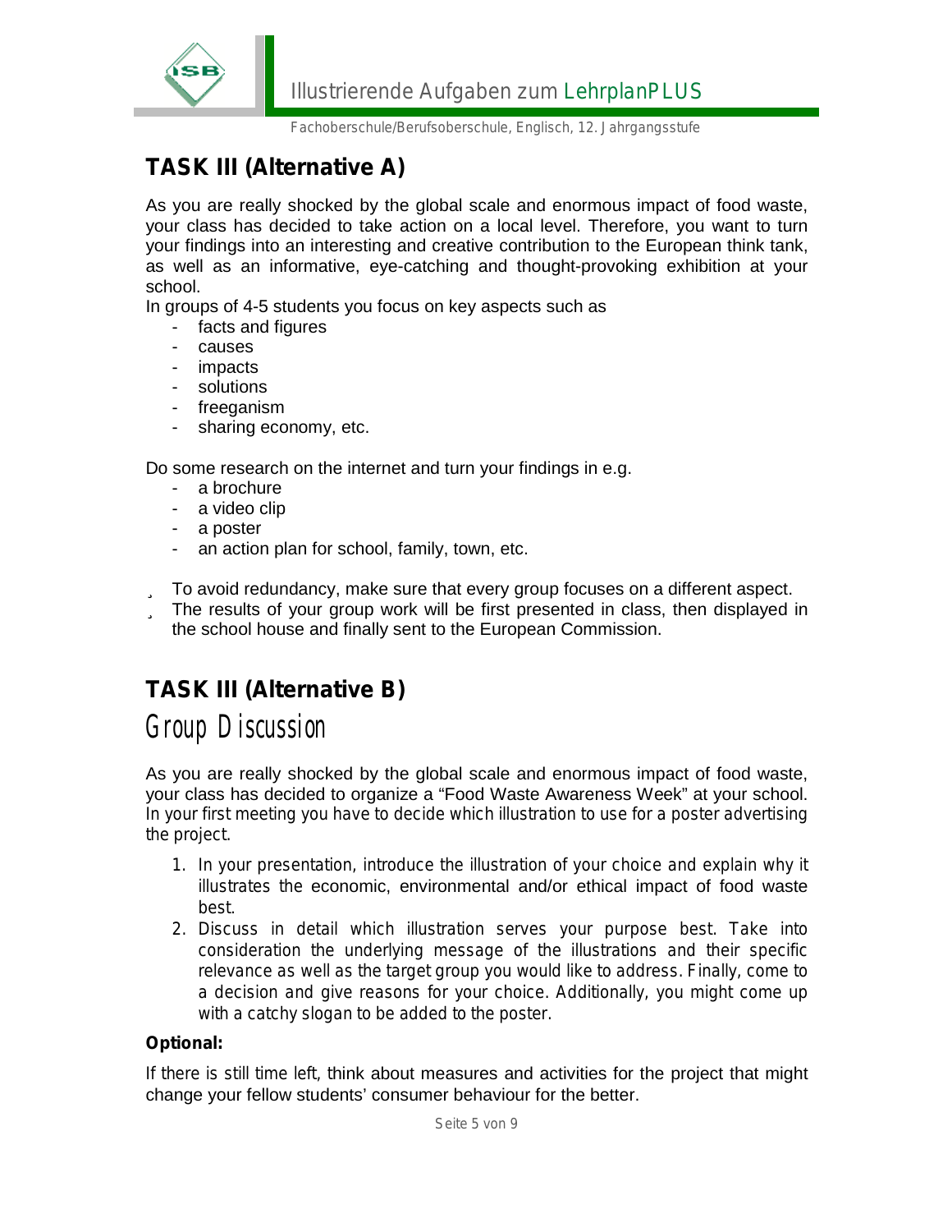## TASK III (Alternative A)

As you are really shocked by the global scale and enormous impact of food waste, your class has decided to take action on a local level. Therefore, you want to turn your findings into an interesting and creative contribution to the European think tank, as well as an informative, eye-catching and thought-provoking exhibition at your school.

In groups of 4-5 students you focus on key aspects such as

- facts and figures
- causes
- impacts
- solutions
- freeganism
- sharing economy, etc.

Do some research on the internet and turn your findings in e.g.

- a brochure
- a video clip
- a poster
- an action plan for school, family, town, etc.

- To avoid redundancy, make sure that every group focuses on a different aspect.
- The results of your group work will be first presented in class, then displayed in the school house and finally sent to the European Commission.

## TASK III (Alternative B)

# Group Discussion

As you are really shocked by the global scale and enormous impact of food waste, your class has decided to organize a "Food Waste Awareness Week" at your school. In your first meeting you have to decide which illustration to use for a poster advertising the project.

1. In your presentation, introduce the illustration of your choice and explain why it illustrates the economic, environmental and/or ethical impact of food waste best.
2. Discuss in detail which illustration serves your purpose best. Take into consideration the underlying message of the illustrations and their specific relevance as well as the target group you would like to address. Finally, come to a decision and give reasons for your choice. Additionally, you might come up with a catchy slogan to be added to the poster.

**Optional:**

If there is still time left, think about measures and activities for the project that might change your fellow students' consumer behaviour for the better.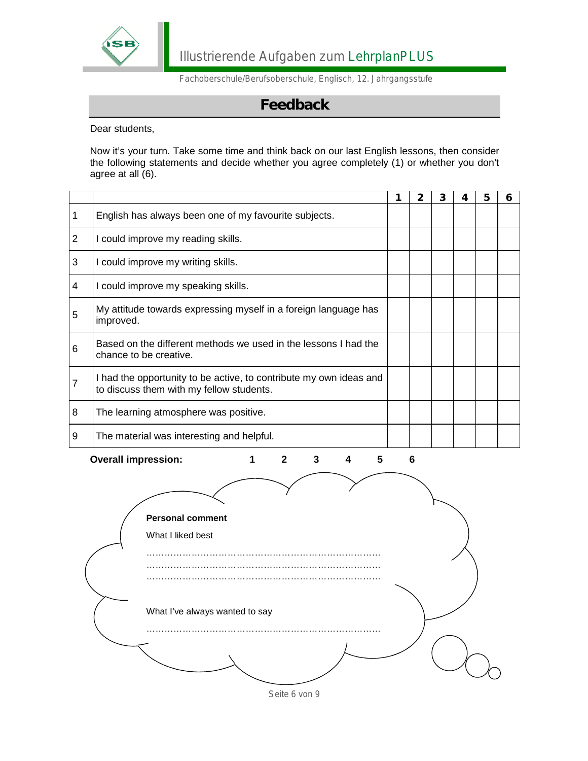# Feedback

Dear students,

Now it's your turn. Take some time and think back on our last English lessons, then consider the following statements and decide whether you agree completely (1) or whether you don't agree at all (6).

| | | 1 | 2 | 3 | 4 | 5 | 6 |
|---|---|---|---|---|---|---|---|
| 1 | English has always been one of my favourite subjects. | | | | | | |
| 2 | I could improve my reading skills. | | | | | | |
| 3 | I could improve my writing skills. | | | | | | |
| 4 | I could improve my speaking skills. | | | | | | |
| 5 | My attitude towards expressing myself in a foreign language has improved. | | | | | | |
| 6 | Based on the different methods we used in the lessons I had the chance to be creative. | | | | | | |
| 7 | I had the opportunity to be active, to contribute my own ideas and to discuss them with my fellow students. | | | | | | |
| 8 | The learning atmosphere was positive. | | | | | | |
| 9 | The material was interesting and helpful. | | | | | | |

**Overall impression:** **1 2 3 4 5 6**

**Personal comment**

What I liked best

……………………………………………………………………
……………………………………………………………………
……………………………………………………………………

What I've always wanted to say

……………………………………………………………………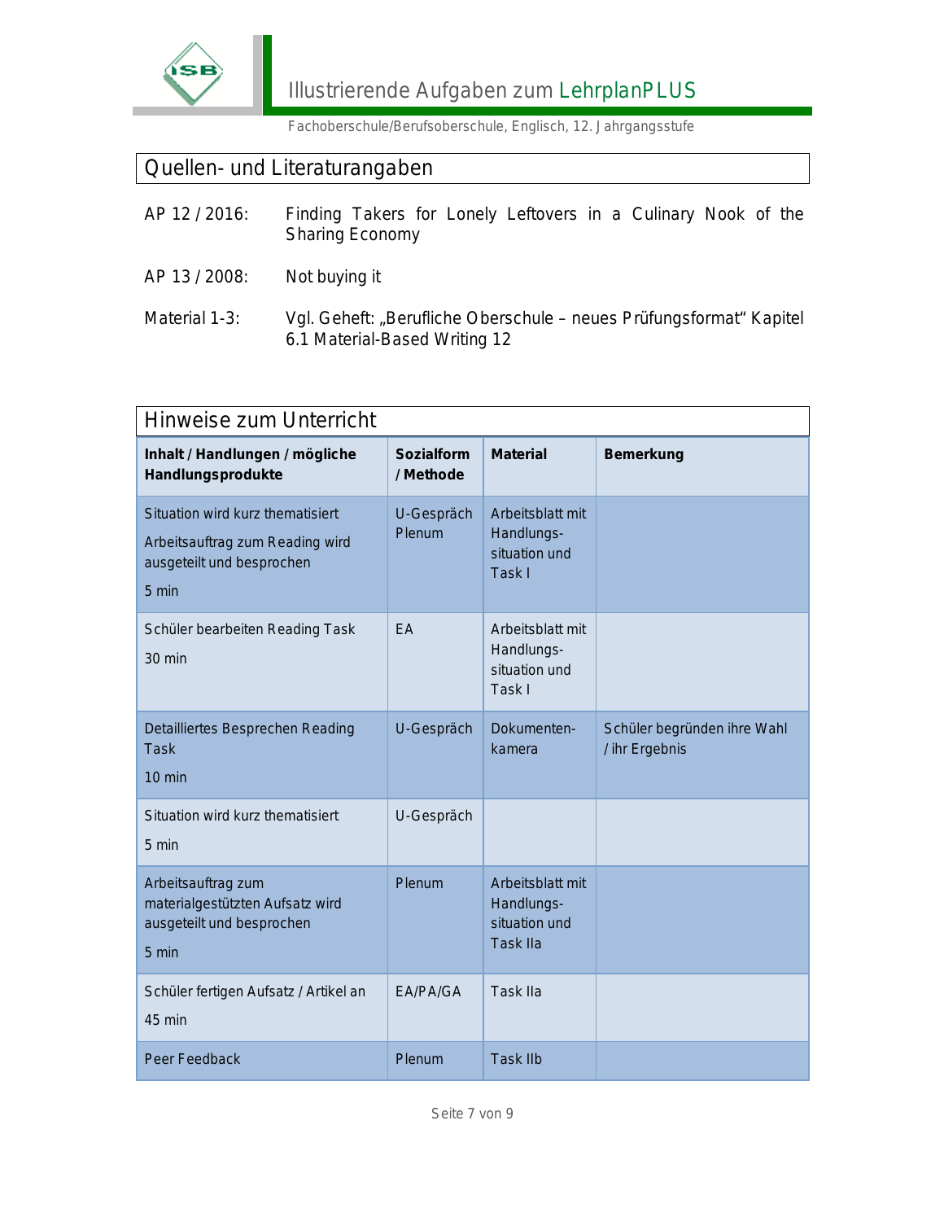## Quellen- und Literaturangaben

AP 12 / 2016: Finding Takers for Lonely Leftovers in a Culinary Nook of the Sharing Economy

AP 13 / 2008: Not buying it

Material 1-3: Vgl. Geheft: „Berufliche Oberschule – neues Prüfungsformat" Kapitel 6.1 Material-Based Writing 12

## Hinweise zum Unterricht

| **Inhalt / Handlungen / mögliche Handlungsprodukte** | **Sozialform / Methode** | **Material** | **Bemerkung** |
|---|---|---|---|
| Situation wird kurz thematisiert<br>Arbeitsauftrag zum Reading wird ausgeteilt und besprochen<br>5 min | U-Gespräch<br>Plenum | Arbeitsblatt mit Handlungs-situation und Task I | |
| Schüler bearbeiten Reading Task<br>30 min | EA | Arbeitsblatt mit Handlungs-situation und Task I | |
| Detailliertes Besprechen Reading Task<br>10 min | U-Gespräch | Dokumenten-kamera | Schüler begründen ihre Wahl / ihr Ergebnis |
| Situation wird kurz thematisiert<br>5 min | U-Gespräch | | |
| Arbeitsauftrag zum materialgestützten Aufsatz wird ausgeteilt und besprochen<br>5 min | Plenum | Arbeitsblatt mit Handlungs-situation und Task IIa | |
| Schüler fertigen Aufsatz / Artikel an<br>45 min | EA/PA/GA | Task IIa | |
| Peer Feedback | Plenum | Task IIb | |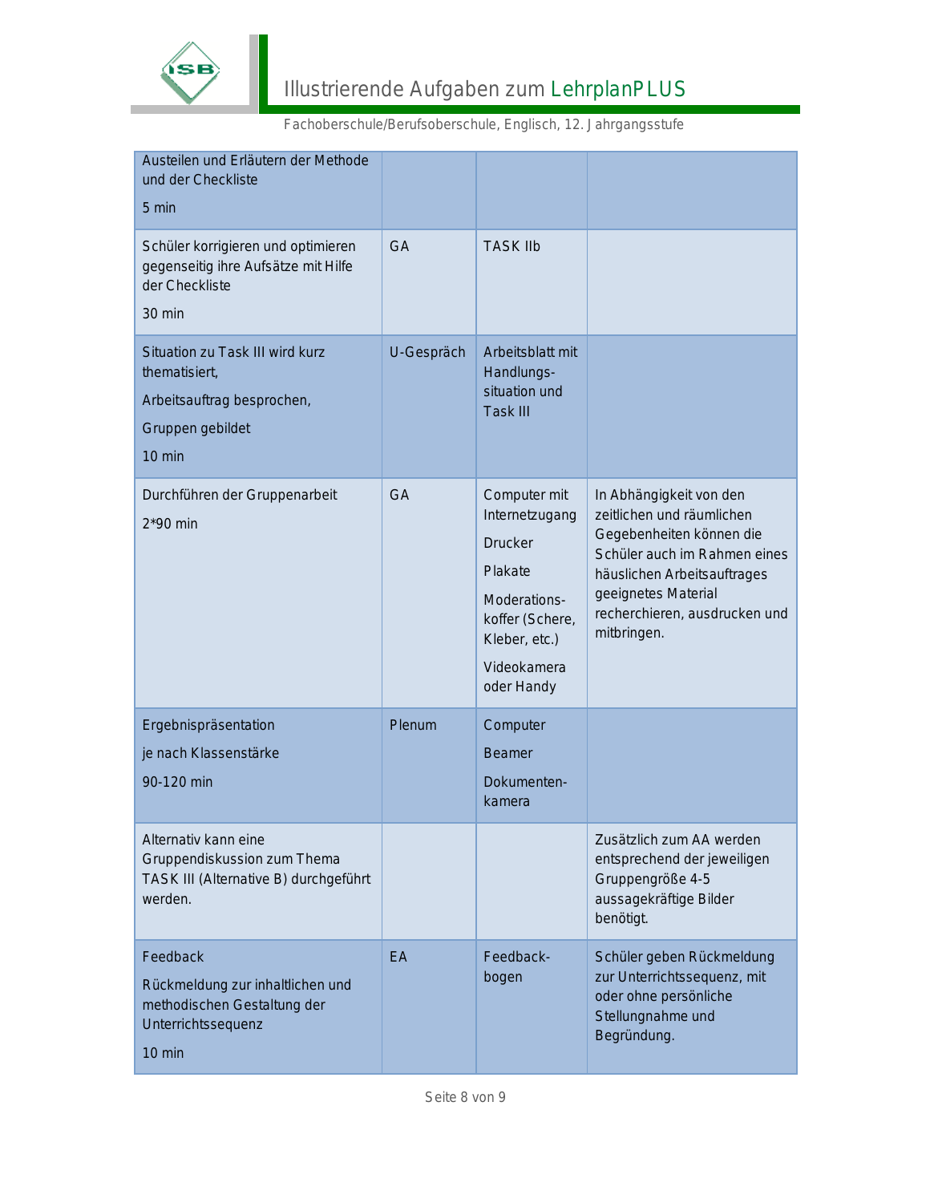| | | | |
|---|---|---|---|
| Austeilen und Erläutern der Methode und der Checkliste<br><br>5 min | | | |
| Schüler korrigieren und optimieren gegenseitig ihre Aufsätze mit Hilfe der Checkliste<br><br>30 min | GA | TASK IIb | |
| Situation zu Task III wird kurz thematisiert,<br><br>Arbeitsauftrag besprochen,<br><br>Gruppen gebildet<br><br>10 min | U-Gespräch | Arbeitsblatt mit Handlungs-situation und Task III | |
| Durchführen der Gruppenarbeit<br><br>2*90 min | GA | Computer mit Internetzugang<br><br>Drucker<br><br>Plakate<br><br>Moderations-koffer (Schere, Kleber, etc.)<br><br>Videokamera oder Handy | In Abhängigkeit von den zeitlichen und räumlichen Gegebenheiten können die Schüler auch im Rahmen eines häuslichen Arbeitsauftrages geeignetes Material recherchieren, ausdrucken und mitbringen. |
| Ergebnispräsentation<br><br>je nach Klassenstärke<br><br>90-120 min | Plenum | Computer<br><br>Beamer<br><br>Dokumenten-kamera | |
| Alternativ kann eine Gruppendiskussion zum Thema TASK III (Alternative B) durchgeführt werden. | | | Zusätzlich zum AA werden entsprechend der jeweiligen Gruppengröße 4-5 aussagekräftige Bilder benötigt. |
| Feedback<br><br>Rückmeldung zur inhaltlichen und methodischen Gestaltung der Unterrichtssequenz<br><br>10 min | EA | Feedback-bogen | Schüler geben Rückmeldung zur Unterrichtssequenz, mit oder ohne persönliche Stellungnahme und Begründung. |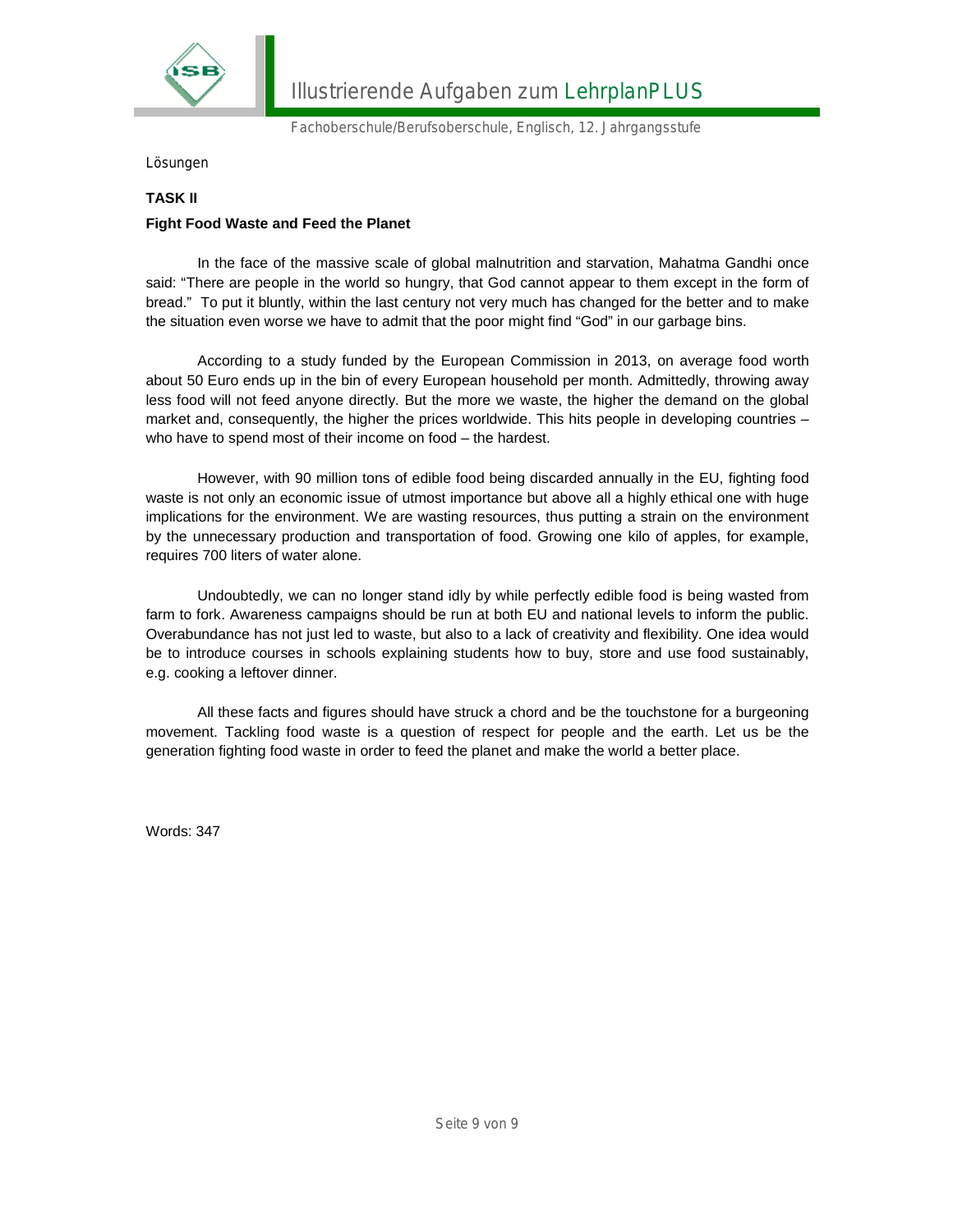Lösungen

**TASK II**

**Fight Food Waste and Feed the Planet**

In the face of the massive scale of global malnutrition and starvation, Mahatma Gandhi once said: "There are people in the world so hungry, that God cannot appear to them except in the form of bread." To put it bluntly, within the last century not very much has changed for the better and to make the situation even worse we have to admit that the poor might find "God" in our garbage bins.

According to a study funded by the European Commission in 2013, on average food worth about 50 Euro ends up in the bin of every European household per month. Admittedly, throwing away less food will not feed anyone directly. But the more we waste, the higher the demand on the global market and, consequently, the higher the prices worldwide. This hits people in developing countries – who have to spend most of their income on food – the hardest.

However, with 90 million tons of edible food being discarded annually in the EU, fighting food waste is not only an economic issue of utmost importance but above all a highly ethical one with huge implications for the environment. We are wasting resources, thus putting a strain on the environment by the unnecessary production and transportation of food. Growing one kilo of apples, for example, requires 700 liters of water alone.

Undoubtedly, we can no longer stand idly by while perfectly edible food is being wasted from farm to fork. Awareness campaigns should be run at both EU and national levels to inform the public. Overabundance has not just led to waste, but also to a lack of creativity and flexibility. One idea would be to introduce courses in schools explaining students how to buy, store and use food sustainably, e.g. cooking a leftover dinner.

All these facts and figures should have struck a chord and be the touchstone for a burgeoning movement. Tackling food waste is a question of respect for people and the earth. Let us be the generation fighting food waste in order to feed the planet and make the world a better place.

Words: 347